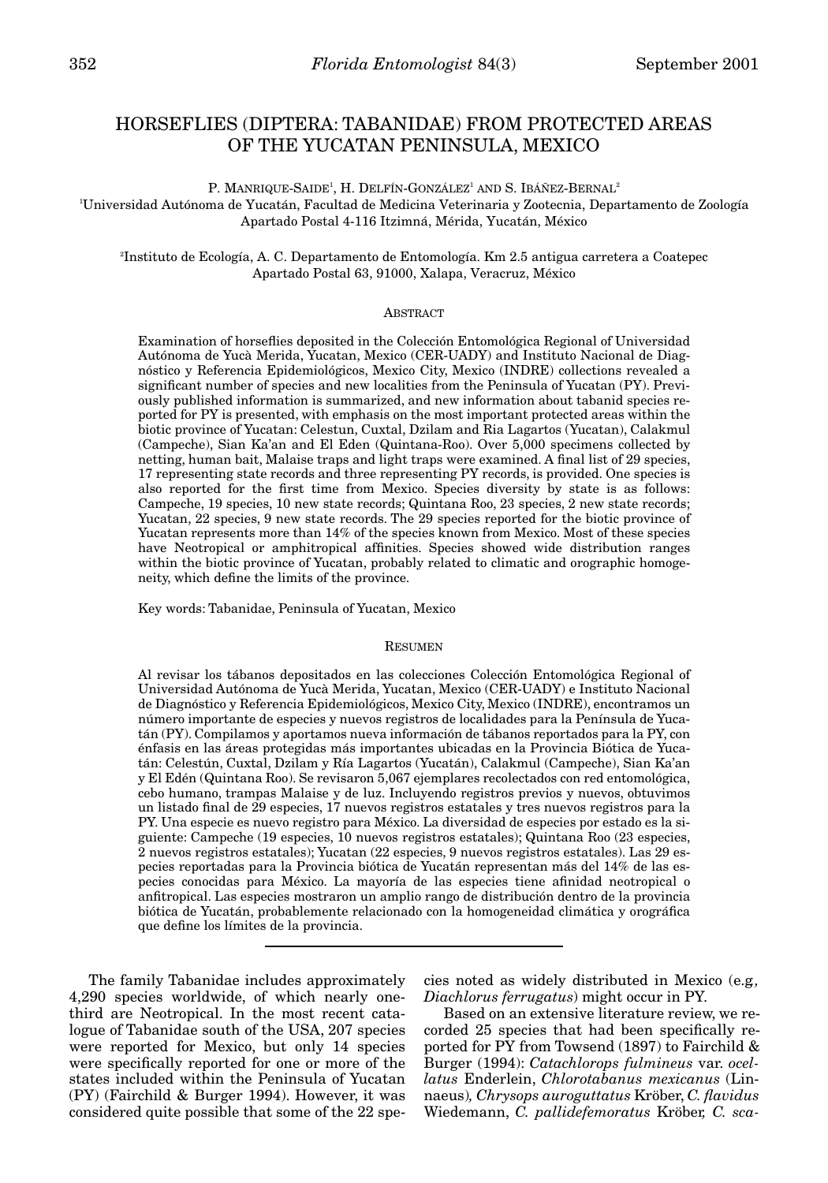# HORSEFLIES (DIPTERA: TABANIDAE) FROM PROTECTED AREAS OF THE YUCATAN PENINSULA, MEXICO

P. MANRIQUE-SAIDE[1], H. DELFÍN-GONZÁLEZ[1] AND S. IBÁÑEZ-BERNAL[2]

[1]Universidad Autónoma de Yucatán, Facultad de Medicina Veterinaria y Zootecnia, Departamento de Zoología Apartado Postal 4-116 Itzimná, Mérida, Yucatán, México

[2]Instituto de Ecología, A. C. Departamento de Entomología. Km 2.5 antigua carretera a Coatepec Apartado Postal 63, 91000, Xalapa, Veracruz, México

## ABSTRACT

Examination of horseflies deposited in the Colección Entomológica Regional of Universidad Autónoma de Yucà Merida, Yucatan, Mexico (CER-UADY) and Instituto Nacional de Diagnóstico y Referencia Epidemiológicos, Mexico City, Mexico (INDRE) collections revealed a significant number of species and new localities from the Peninsula of Yucatan (PY). Previously published information is summarized, and new information about tabanid species reported for PY is presented, with emphasis on the most important protected areas within the biotic province of Yucatan: Celestun, Cuxtal, Dzilam and Ria Lagartos (Yucatan), Calakmul (Campeche), Sian Ka'an and El Eden (Quintana-Roo). Over 5,000 specimens collected by netting, human bait, Malaise traps and light traps were examined. A final list of 29 species, 17 representing state records and three representing PY records, is provided. One species is also reported for the first time from Mexico. Species diversity by state is as follows: Campeche, 19 species, 10 new state records; Quintana Roo, 23 species, 2 new state records; Yucatan, 22 species, 9 new state records. The 29 species reported for the biotic province of Yucatan represents more than 14% of the species known from Mexico. Most of these species have Neotropical or amphitropical affinities. Species showed wide distribution ranges within the biotic province of Yucatan, probably related to climatic and orographic homogeneity, which define the limits of the province.

Key words: Tabanidae, Peninsula of Yucatan, Mexico

## RESUMEN

Al revisar los tábanos depositados en las colecciones Colección Entomológica Regional of Universidad Autónoma de Yucà Merida, Yucatan, Mexico (CER-UADY) e Instituto Nacional de Diagnóstico y Referencia Epidemiológicos, Mexico City, Mexico (INDRE), encontramos un número importante de especies y nuevos registros de localidades para la Península de Yucatán (PY). Compilamos y aportamos nueva información de tábanos reportados para la PY, con énfasis en las áreas protegidas más importantes ubicadas en la Provincia Biótica de Yucatán: Celestún, Cuxtal, Dzilam y Ría Lagartos (Yucatán), Calakmul (Campeche), Sian Ka'an y El Edén (Quintana Roo). Se revisaron 5,067 ejemplares recolectados con red entomológica, cebo humano, trampas Malaise y de luz. Incluyendo registros previos y nuevos, obtuvimos un listado final de 29 especies, 17 nuevos registros estatales y tres nuevos registros para la PY. Una especie es nuevo registro para México. La diversidad de especies por estado es la siguiente: Campeche (19 especies, 10 nuevos registros estatales); Quintana Roo (23 especies, 2 nuevos registros estatales); Yucatan (22 especies, 9 nuevos registros estatales). Las 29 especies reportadas para la Provincia biótica de Yucatán representan más del 14% de las especies conocidas para México. La mayoría de las especies tiene afinidad neotropical o anfitropical. Las especies mostraron un amplio rango de distribución dentro de la provincia biótica de Yucatán, probablemente relacionado con la homogeneidad climática y orográfica que define los límites de la provincia.

---

The family Tabanidae includes approximately 4,290 species worldwide, of which nearly one-third are Neotropical. In the most recent catalogue of Tabanidae south of the USA, 207 species were reported for Mexico, but only 14 species were specifically reported for one or more of the states included within the Peninsula of Yucatan (PY) (Fairchild & Burger 1994). However, it was considered quite possible that some of the 22 species noted as widely distributed in Mexico (e.g, *Diachlorus ferrugatus*) might occur in PY.

Based on an extensive literature review, we recorded 25 species that had been specifically reported for PY from Towsend (1897) to Fairchild & Burger (1994): *Catachlorops fulmineus* var. *ocellatus* Enderlein, *Chlorotabanus mexicanus* (Linnaeus), *Chrysops auroguttatus* Kröber, *C. flavidus* Wiedemann, *C. pallidefemoratus* Kröber, *C. sca-*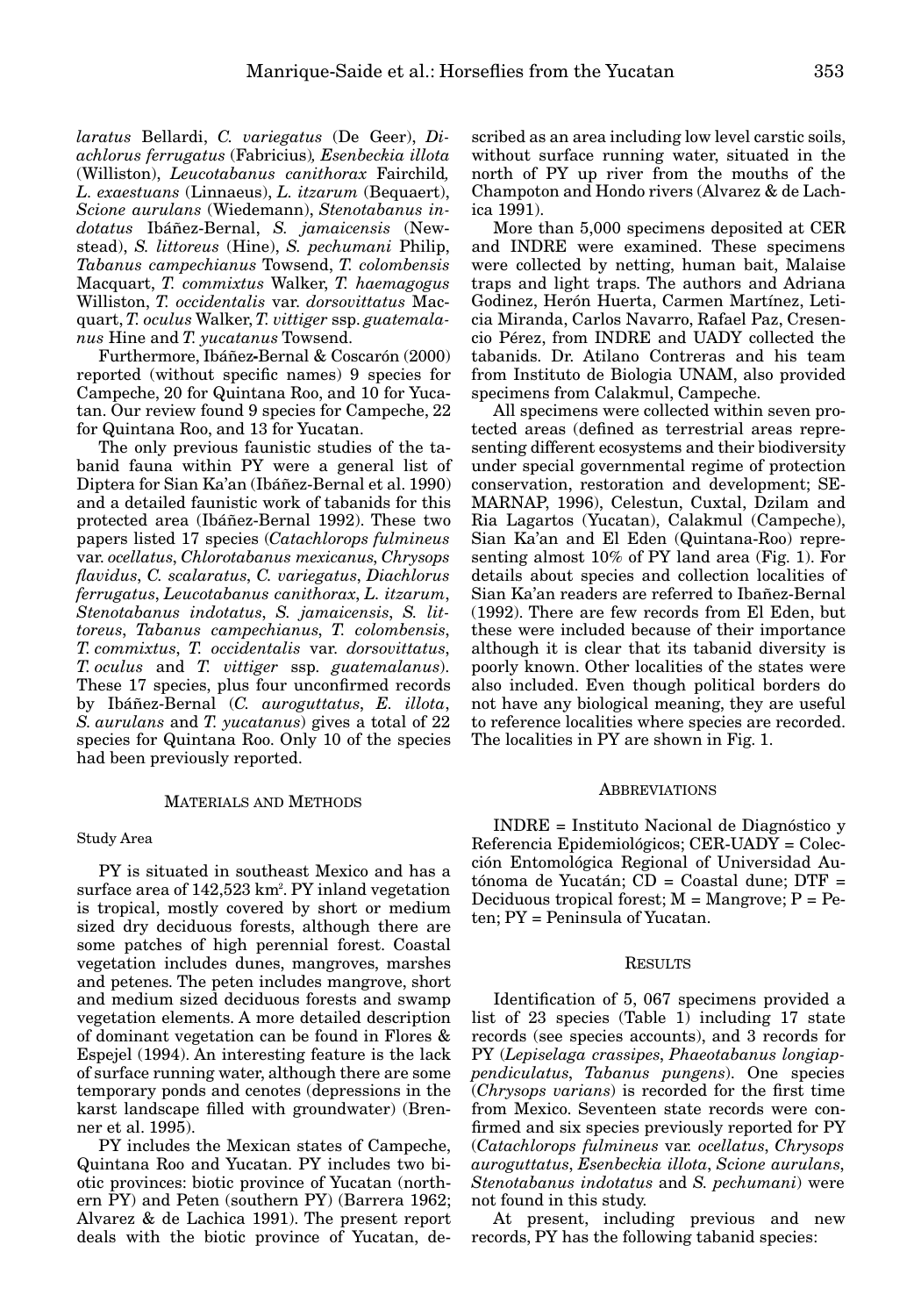*laratus* Bellardi, *C. variegatus* (De Geer), *Diachlorus ferrugatus* (Fabricius)*, Esenbeckia illota* (Williston), *Leucotabanus canithorax* Fairchild*, L. exaestuans* (Linnaeus), *L. itzarum* (Bequaert), *Scione aurulans* (Wiedemann), *Stenotabanus indotatus* Ibáñez-Bernal, *S. jamaicensis* (Newstead), *S. littoreus* (Hine), *S. pechumani* Philip, *Tabanus campechianus* Towsend, *T. colombensis* Macquart, *T. commixtus* Walker, *T. haemagogus* Williston, *T. occidentalis* var. *dorsovittatus* Macquart, *T. oculus* Walker, *T. vittiger* ssp. *guatemalanus* Hine and *T. yucatanus* Towsend.

Furthermore, Ibáñez-Bernal & Coscarón (2000) reported (without specific names) 9 species for Campeche, 20 for Quintana Roo, and 10 for Yucatan. Our review found 9 species for Campeche, 22 for Quintana Roo, and 13 for Yucatan.

The only previous faunistic studies of the tabanid fauna within PY were a general list of Diptera for Sian Ka'an (Ibáñez-Bernal et al. 1990) and a detailed faunistic work of tabanids for this protected area (Ibáñez-Bernal 1992). These two papers listed 17 species (*Catachlorops fulmineus* var. *ocellatus*, *Chlorotabanus mexicanus*, *Chrysops flavidus*, *C. scalaratus*, *C. variegatus*, *Diachlorus ferrugatus*, *Leucotabanus canithorax*, *L. itzarum*, *Stenotabanus indotatus*, *S. jamaicensis*, *S. littoreus*, *Tabanus campechianus*, *T. colombensis*, *T. commixtus*, *T. occidentalis* var. *dorsovittatus*, *T. oculus* and *T. vittiger* ssp. *guatemalanus*). These 17 species, plus four unconfirmed records by Ibáñez-Bernal (*C. auroguttatus*, *E. illota*, *S. aurulans* and *T. yucatanus*) gives a total of 22 species for Quintana Roo. Only 10 of the species had been previously reported.

## Materials and Methods

### Study Area

PY is situated in southeast Mexico and has a surface area of 142,523 km². PY inland vegetation is tropical, mostly covered by short or medium sized dry deciduous forests, although there are some patches of high perennial forest. Coastal vegetation includes dunes, mangroves, marshes and petenes. The peten includes mangrove, short and medium sized deciduous forests and swamp vegetation elements. A more detailed description of dominant vegetation can be found in Flores & Espejel (1994). An interesting feature is the lack of surface running water, although there are some temporary ponds and cenotes (depressions in the karst landscape filled with groundwater) (Brenner et al. 1995).

PY includes the Mexican states of Campeche, Quintana Roo and Yucatan. PY includes two biotic provinces: biotic province of Yucatan (northern PY) and Peten (southern PY) (Barrera 1962; Alvarez & de Lachica 1991). The present report deals with the biotic province of Yucatan, described as an area including low level carstic soils, without surface running water, situated in the north of PY up river from the mouths of the Champoton and Hondo rivers (Alvarez & de Lachica 1991).

More than 5,000 specimens deposited at CER and INDRE were examined. These specimens were collected by netting, human bait, Malaise traps and light traps. The authors and Adriana Godinez, Herón Huerta, Carmen Martínez, Leticia Miranda, Carlos Navarro, Rafael Paz, Cresencio Pérez, from INDRE and UADY collected the tabanids. Dr. Atilano Contreras and his team from Instituto de Biologia UNAM, also provided specimens from Calakmul, Campeche.

All specimens were collected within seven protected areas (defined as terrestrial areas representing different ecosystems and their biodiversity under special governmental regime of protection conservation, restoration and development; SEMARNAP, 1996), Celestun, Cuxtal, Dzilam and Ria Lagartos (Yucatan), Calakmul (Campeche), Sian Ka'an and El Eden (Quintana-Roo) representing almost 10% of PY land area (Fig. 1). For details about species and collection localities of Sian Ka'an readers are referred to Ibañez-Bernal (1992). There are few records from El Eden, but these were included because of their importance although it is clear that its tabanid diversity is poorly known. Other localities of the states were also included. Even though political borders do not have any biological meaning, they are useful to reference localities where species are recorded. The localities in PY are shown in Fig. 1.

## Abbreviations

INDRE = Instituto Nacional de Diagnóstico y Referencia Epidemiológicos; CER-UADY = Colección Entomológica Regional of Universidad Autónoma de Yucatán; CD = Coastal dune; DTF = Deciduous tropical forest; M = Mangrove; P = Peten; PY = Peninsula of Yucatan.

## Results

Identification of 5, 067 specimens provided a list of 23 species (Table 1) including 17 state records (see species accounts), and 3 records for PY (*Lepiselaga crassipes*, *Phaeotabanus longiappendiculatus*, *Tabanus pungens*). One species (*Chrysops varians*) is recorded for the first time from Mexico. Seventeen state records were confirmed and six species previously reported for PY (*Catachlorops fulmineus* var. *ocellatus*, *Chrysops auroguttatus*, *Esenbeckia illota*, *Scione aurulans*, *Stenotabanus indotatus* and *S. pechumani*) were not found in this study.

At present, including previous and new records, PY has the following tabanid species: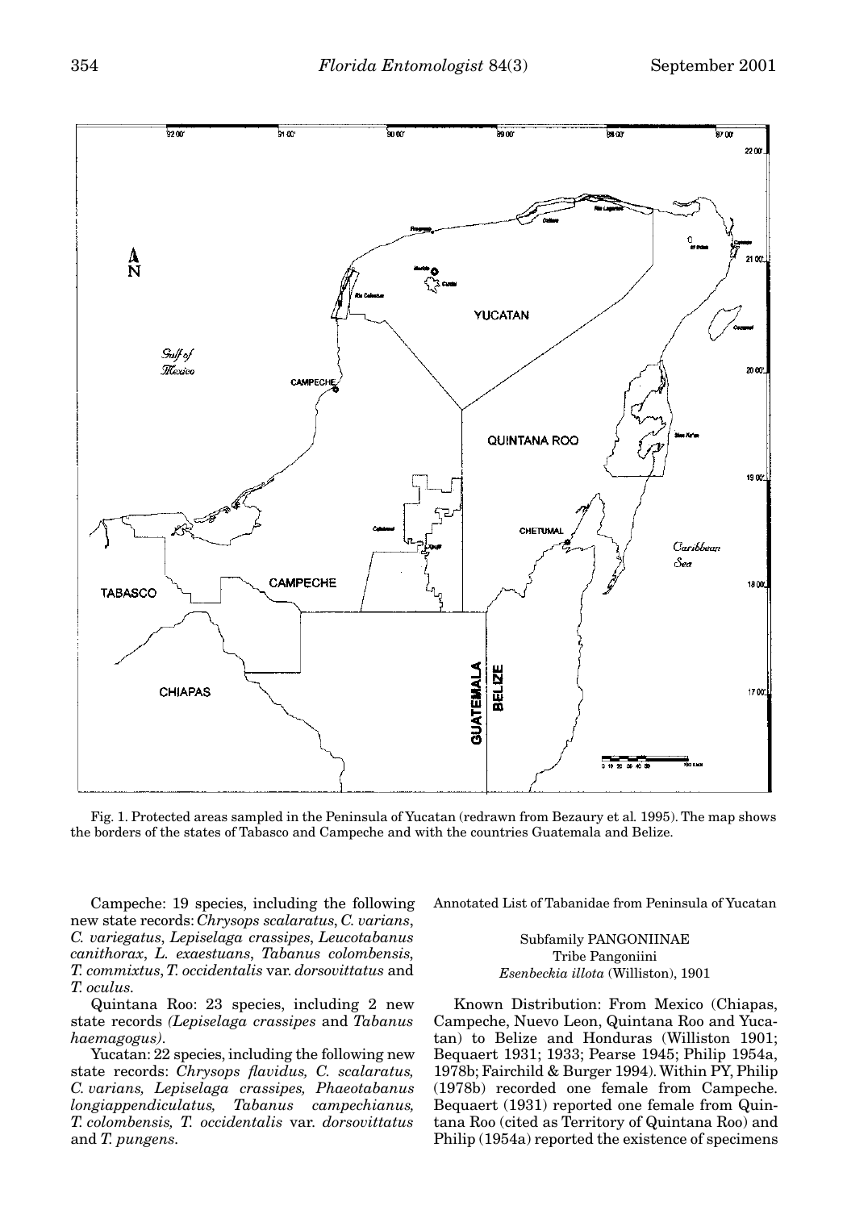Fig. 1. Protected areas sampled in the Peninsula of Yucatan (redrawn from Bezaury et al. 1995). The map shows the borders of the states of Tabasco and Campeche and with the countries Guatemala and Belize.

Campeche: 19 species, including the following new state records: *Chrysops scalaratus*, *C. varians*, *C. variegatus*, *Lepiselaga crassipes*, *Leucotabanus canithorax*, *L. exaestuans*, *Tabanus colombensis*, *T. commixtus*, *T. occidentalis* var. *dorsovittatus* and *T. oculus*.

Quintana Roo: 23 species, including 2 new state records *(Lepiselaga crassipes* and *Tabanus haemagogus)*.

Yucatan: 22 species, including the following new state records: *Chrysops flavidus, C. scalaratus, C. varians, Lepiselaga crassipes, Phaeotabanus longiappendiculatus, Tabanus campechianus, T. colombensis, T. occidentalis* var. *dorsovittatus* and *T. pungens*.

## Annotated List of Tabanidae from Peninsula of Yucatan

### Subfamily PANGONIINAE

#### Tribe Pangoniini

#### *Esenbeckia illota* (Williston), 1901

Known Distribution: From Mexico (Chiapas, Campeche, Nuevo Leon, Quintana Roo and Yucatan) to Belize and Honduras (Williston 1901; Bequaert 1931; 1933; Pearse 1945; Philip 1954a, 1978b; Fairchild & Burger 1994). Within PY, Philip (1978b) recorded one female from Campeche. Bequaert (1931) reported one female from Quintana Roo (cited as Territory of Quintana Roo) and Philip (1954a) reported the existence of specimens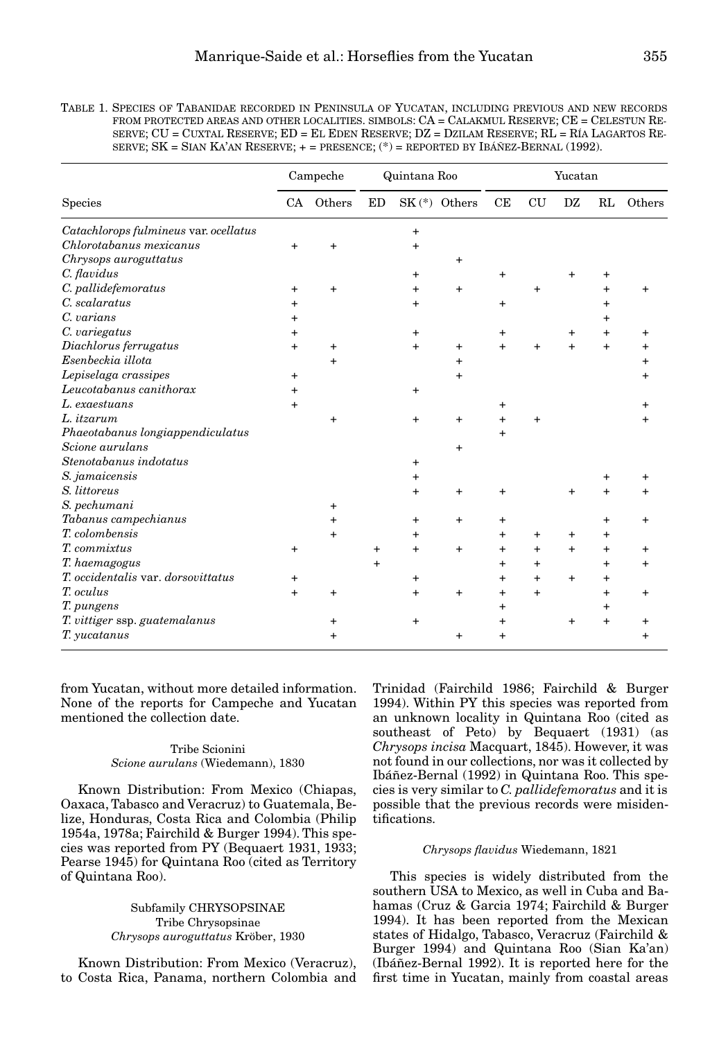TABLE 1. SPECIES OF TABANIDAE RECORDED IN PENINSULA OF YUCATAN, INCLUDING PREVIOUS AND NEW RECORDS FROM PROTECTED AREAS AND OTHER LOCALITIES. SIMBOLS: CA = CALAKMUL RESERVE; CE = CELESTUN RESERVE; CU = CUXTAL RESERVE; ED = EL EDEN RESERVE; DZ = DZILAM RESERVE; RL = RÍA LAGARTOS RESERVE; SK = SIAN KA'AN RESERVE; + = PRESENCE; (*) = REPORTED BY IBÁÑEZ-BERNAL (1992).

| | Campeche | | Quintana Roo | | | Yucatan | | | | |
|---|---|---|---|---|---|---|---|---|---|---|
| Species | CA | Others | ED | SK (*) | Others | CE | CU | DZ | RL | Others |
| *Catachlorops fulmineus* var. *ocellatus* | | | | + | | | | | | |
| *Chlorotabanus mexicanus* | + | + | | + | | | | | | |
| *Chrysops auroguttatus* | | | | | + | | | | | |
| *C. flavidus* | | | | + | | + | | + | + | |
| *C. pallidefemoratus* | + | + | | + | + | | + | | + | + |
| *C. scalaratus* | + | | | + | | + | | | + | |
| *C. varians* | + | | | | | | | | + | |
| *C. variegatus* | + | | | + | | + | | + | + | + |
| *Diachlorus ferrugatus* | + | + | | + | + | + | + | + | + | + |
| *Esenbeckia illota* | | + | | | + | | | | | + |
| *Lepiselaga crassipes* | + | | | | + | | | | | + |
| *Leucotabanus canithorax* | + | | | + | | | | | | |
| *L. exaestuans* | + | | | | | + | | | | + |
| *L. itzarum* | | + | | + | + | + | + | | | + |
| *Phaeotabanus longiappendiculatus* | | | | | | + | | | | |
| *Scione aurulans* | | | | | + | | | | | |
| *Stenotabanus indotatus* | | | | + | | | | | | |
| *S. jamaicensis* | | | | + | | | | | + | + |
| *S. littoreus* | | | | + | + | + | | + | + | + |
| *S. pechumani* | | + | | | | | | | | |
| *Tabanus campechianus* | | + | | + | + | + | | | + | + |
| *T. colombensis* | | + | | + | | + | + | + | + | |
| *T. commixtus* | + | | + | + | + | + | + | + | + | + |
| *T. haemagogus* | | | + | | | + | + | | + | + |
| *T. occidentalis* var. *dorsovittatus* | + | | | + | | + | + | + | + | |
| *T. oculus* | + | + | | + | + | + | + | | + | + |
| *T. pungens* | | | | | | + | | | + | |
| *T. vittiger* ssp. *guatemalanus* | | + | | + | | + | | + | + | + |
| *T. yucatanus* | | + | | | + | + | | | | + |

from Yucatan, without more detailed information. None of the reports for Campeche and Yucatan mentioned the collection date.

Tribe Scionini
*Scione aurulans* (Wiedemann), 1830

Known Distribution: From Mexico (Chiapas, Oaxaca, Tabasco and Veracruz) to Guatemala, Belize, Honduras, Costa Rica and Colombia (Philip 1954a, 1978a; Fairchild & Burger 1994). This species was reported from PY (Bequaert 1931, 1933; Pearse 1945) for Quintana Roo (cited as Territory of Quintana Roo).

Subfamily CHRYSOPSINAE
Tribe Chrysopsinae
*Chrysops auroguttatus* Kröber, 1930

Known Distribution: From Mexico (Veracruz), to Costa Rica, Panama, northern Colombia and Trinidad (Fairchild 1986; Fairchild & Burger 1994). Within PY this species was reported from an unknown locality in Quintana Roo (cited as southeast of Peto) by Bequaert (1931) (as *Chrysops incisa* Macquart, 1845). However, it was not found in our collections, nor was it collected by Ibáñez-Bernal (1992) in Quintana Roo. This species is very similar to *C. pallidefemoratus* and it is possible that the previous records were misidentifications.

*Chrysops flavidus* Wiedemann, 1821

This species is widely distributed from the southern USA to Mexico, as well in Cuba and Bahamas (Cruz & Garcia 1974; Fairchild & Burger 1994). It has been reported from the Mexican states of Hidalgo, Tabasco, Veracruz (Fairchild & Burger 1994) and Quintana Roo (Sian Ka'an) (Ibáñez-Bernal 1992). It is reported here for the first time in Yucatan, mainly from coastal areas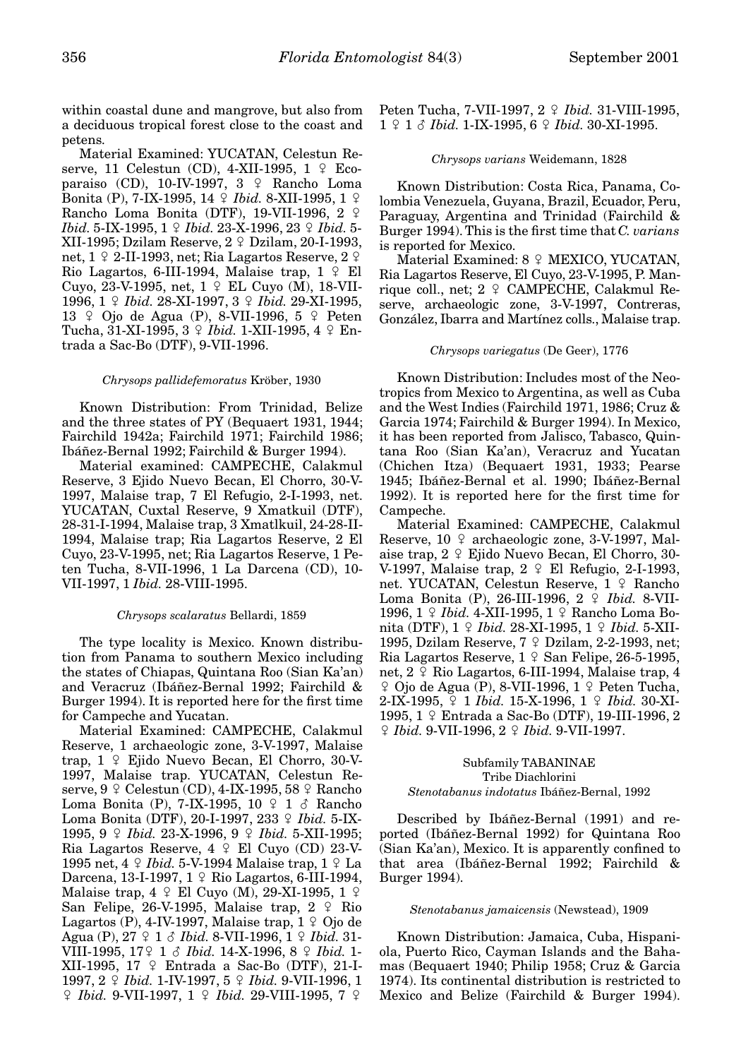within coastal dune and mangrove, but also from a deciduous tropical forest close to the coast and petens.

Material Examined: YUCATAN, Celestun Reserve, 11 Celestun (CD), 4-XII-1995, 1 ♀ Ecoparaiso (CD), 10-IV-1997, 3 ♀ Rancho Loma Bonita (P), 7-IX-1995, 14 ♀ *Ibid.* 8-XII-1995, 1 ♀ Rancho Loma Bonita (DTF), 19-VII-1996, 2 ♀ *Ibid.* 5-IX-1995, 1 ♀ *Ibid.* 23-X-1996, 23 ♀ *Ibid.* 5-XII-1995; Dzilam Reserve, 2 ♀ Dzilam, 20-I-1993, net, 1 ♀ 2-II-1993, net; Ria Lagartos Reserve, 2 ♀ Rio Lagartos, 6-III-1994, Malaise trap, 1 ♀ El Cuyo, 23-V-1995, net, 1 ♀ EL Cuyo (M), 18-VII-1996, 1 ♀ *Ibid.* 28-XI-1997, 3 ♀ *Ibid.* 29-XI-1995, 13 ♀ Ojo de Agua (P), 8-VII-1996, 5 ♀ Peten Tucha, 31-XI-1995, 3 ♀ *Ibid.* 1-XII-1995, 4 ♀ Entrada a Sac-Bo (DTF), 9-VII-1996.

#### *Chrysops pallidefemoratus* Kröber, 1930

Known Distribution: From Trinidad, Belize and the three states of PY (Bequaert 1931, 1944; Fairchild 1942a; Fairchild 1971; Fairchild 1986; Ibáñez-Bernal 1992; Fairchild & Burger 1994).

Material examined: CAMPECHE, Calakmul Reserve, 3 Ejido Nuevo Becan, El Chorro, 30-V-1997, Malaise trap, 7 El Refugio, 2-I-1993, net. YUCATAN, Cuxtal Reserve, 9 Xmatkuil (DTF), 28-31-I-1994, Malaise trap, 3 Xmatlkuil, 24-28-II-1994, Malaise trap; Ria Lagartos Reserve, 2 El Cuyo, 23-V-1995, net; Ria Lagartos Reserve, 1 Peten Tucha, 8-VII-1996, 1 La Darcena (CD), 10-VII-1997, 1 *Ibid.* 28-VIII-1995.

#### *Chrysops scalaratus* Bellardi, 1859

The type locality is Mexico. Known distribution from Panama to southern Mexico including the states of Chiapas, Quintana Roo (Sian Ka'an) and Veracruz (Ibáñez-Bernal 1992; Fairchild & Burger 1994). It is reported here for the first time for Campeche and Yucatan.

Material Examined: CAMPECHE, Calakmul Reserve, 1 archaeologic zone, 3-V-1997, Malaise trap, 1 ♀ Ejido Nuevo Becan, El Chorro, 30-V-1997, Malaise trap. YUCATAN, Celestun Reserve, 9 ♀ Celestun (CD), 4-IX-1995, 58 ♀ Rancho Loma Bonita (P), 7-IX-1995, 10 ♀ 1 ♂ Rancho Loma Bonita (DTF), 20-I-1997, 233 ♀ *Ibid.* 5-IX-1995, 9 ♀ *Ibid.* 23-X-1996, 9 ♀ *Ibid.* 5-XII-1995; Ria Lagartos Reserve, 4 ♀ El Cuyo (CD) 23-V-1995 net, 4 ♀ *Ibid.* 5-V-1994 Malaise trap, 1 ♀ La Darcena, 13-I-1997, 1 ♀ Rio Lagartos, 6-III-1994, Malaise trap, 4 ♀ El Cuyo (M), 29-XI-1995, 1 ♀ San Felipe, 26-V-1995, Malaise trap, 2 ♀ Rio Lagartos (P), 4-IV-1997, Malaise trap, 1 ♀ Ojo de Agua (P), 27 ♀ 1 ♂ *Ibid.* 8-VII-1996, 1 ♀ *Ibid.* 31-VIII-1995, 17♀ 1 ♂ *Ibid.* 14-X-1996, 8 ♀ *Ibid.* 1-XII-1995, 17 ♀ Entrada a Sac-Bo (DTF), 21-I-1997, 2 ♀ *Ibid.* 1-IV-1997, 5 ♀ *Ibid.* 9-VII-1996, 1 ♀ *Ibid.* 9-VII-1997, 1 ♀ *Ibid.* 29-VIII-1995, 7 ♀ Peten Tucha, 7-VII-1997, 2 ♀ *Ibid.* 31-VIII-1995, 1 ♀ 1 ♂ *Ibid.* 1-IX-1995, 6 ♀ *Ibid.* 30-XI-1995.

#### *Chrysops varians* Weidemann, 1828

Known Distribution: Costa Rica, Panama, Colombia Venezuela, Guyana, Brazil, Ecuador, Peru, Paraguay, Argentina and Trinidad (Fairchild & Burger 1994). This is the first time that *C. varians* is reported for Mexico.

Material Examined: 8 ♀ MEXICO, YUCATAN, Ria Lagartos Reserve, El Cuyo, 23-V-1995, P. Manrique coll., net; 2 ♀ CAMPECHE, Calakmul Reserve, archaeologic zone, 3-V-1997, Contreras, González, Ibarra and Martínez colls., Malaise trap.

#### *Chrysops variegatus* (De Geer), 1776

Known Distribution: Includes most of the Neotropics from Mexico to Argentina, as well as Cuba and the West Indies (Fairchild 1971, 1986; Cruz & Garcia 1974; Fairchild & Burger 1994). In Mexico, it has been reported from Jalisco, Tabasco, Quintana Roo (Sian Ka'an), Veracruz and Yucatan (Chichen Itza) (Bequaert 1931, 1933; Pearse 1945; Ibáñez-Bernal et al. 1990; Ibáñez-Bernal 1992). It is reported here for the first time for Campeche.

Material Examined: CAMPECHE, Calakmul Reserve, 10 ♀ archaeologic zone, 3-V-1997, Malaise trap, 2 ♀ Ejido Nuevo Becan, El Chorro, 30-V-1997, Malaise trap, 2 ♀ El Refugio, 2-I-1993, net. YUCATAN, Celestun Reserve, 1 ♀ Rancho Loma Bonita (P), 26-III-1996, 2 ♀ *Ibid.* 8-VII-1996, 1 ♀ *Ibid.* 4-XII-1995, 1 ♀ Rancho Loma Bonita (DTF), 1 ♀ *Ibid.* 28-XI-1995, 1 ♀ *Ibid.* 5-XII-1995, Dzilam Reserve, 7 ♀ Dzilam, 2-2-1993, net; Ria Lagartos Reserve, 1 ♀ San Felipe, 26-5-1995, net, 2 ♀ Rio Lagartos, 6-III-1994, Malaise trap, 4 ♀ Ojo de Agua (P), 8-VII-1996, 1 ♀ Peten Tucha, 2-IX-1995, ♀ 1 *Ibid.* 15-X-1996, 1 ♀ *Ibid.* 30-XI-1995, 1 ♀ Entrada a Sac-Bo (DTF), 19-III-1996, 2 ♀ *Ibid.* 9-VII-1996, 2 ♀ *Ibid.* 9-VII-1997.

### Subfamily TABANINAE

### Tribe Diachlorini

#### *Stenotabanus indotatus* Ibáñez-Bernal, 1992

Described by Ibáñez-Bernal (1991) and reported (Ibáñez-Bernal 1992) for Quintana Roo (Sian Ka'an), Mexico. It is apparently confined to that area (Ibáñez-Bernal 1992; Fairchild & Burger 1994).

#### *Stenotabanus jamaicensis* (Newstead), 1909

Known Distribution: Jamaica, Cuba, Hispaniola, Puerto Rico, Cayman Islands and the Bahamas (Bequaert 1940; Philip 1958; Cruz & Garcia 1974). Its continental distribution is restricted to Mexico and Belize (Fairchild & Burger 1994).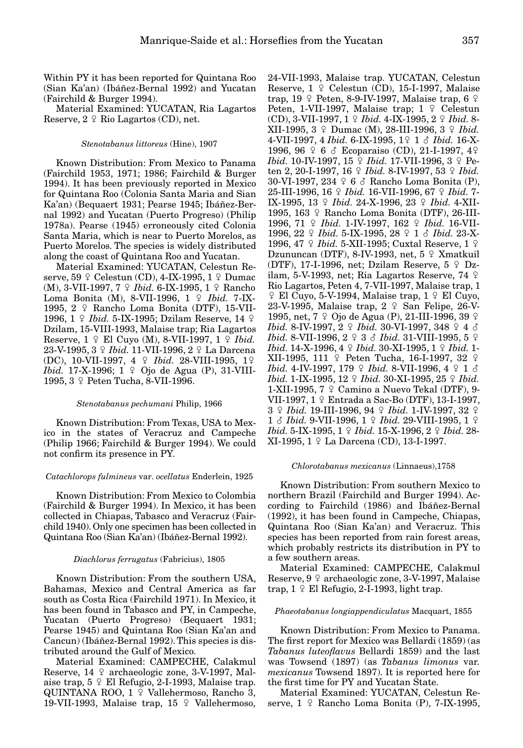Within PY it has been reported for Quintana Roo (Sian Ka'an) (Ibáñez-Bernal 1992) and Yucatan (Fairchild & Burger 1994).

Material Examined: YUCATAN, Ria Lagartos Reserve, 2 ♀ Rio Lagartos (CD), net.

### *Stenotabanus littoreus* (Hine), 1907

Known Distribution: From Mexico to Panama (Fairchild 1953, 1971; 1986; Fairchild & Burger 1994). It has been previously reported in Mexico for Quintana Roo (Colonia Santa Maria and Sian Ka'an) (Bequaert 1931; Pearse 1945; Ibáñez-Bernal 1992) and Yucatan (Puerto Progreso) (Philip 1978a). Pearse (1945) erroneously cited Colonia Santa Maria, which is near to Puerto Morelos, as Puerto Morelos. The species is widely distributed along the coast of Quintana Roo and Yucatan.

Material Examined: YUCATAN, Celestun Reserve, 59 ♀ Celestun (CD), 4-IX-1995, 1 ♀ Dumac (M), 3-VII-1997, 7 ♀ *Ibid.* 6-IX-1995, 1 ♀ Rancho Loma Bonita (M), 8-VII-1996, 1 ♀ *Ibid.* 7-IX-1995, 2 ♀ Rancho Loma Bonita (DTF), 15-VII-1996, 1 ♀ *Ibid.* 5-IX-1995; Dzilam Reserve, 14 ♀ Dzilam, 15-VIII-1993, Malaise trap; Ria Lagartos Reserve, 1 ♀ El Cuyo (M), 8-VII-1997, 1 ♀ *Ibid.* 23-V-1995, 3 ♀ *Ibid.* 11-VII-1996, 2 ♀ La Darcena (DC), 10-VII-1997, 4 ♀ *Ibid.* 28-VIII-1995, 1♀ *Ibid.* 17-X-1996; 1 ♀ Ojo de Agua (P), 31-VIII-1995, 3 ♀ Peten Tucha, 8-VII-1996.

### *Stenotabanus pechumani* Philip, 1966

Known Distribution: From Texas, USA to Mexico in the states of Veracruz and Campeche (Philip 1966; Fairchild & Burger 1994). We could not confirm its presence in PY.

### *Catachlorops fulmineus* var. *ocellatus* Enderlein, 1925

Known Distribution: From Mexico to Colombia (Fairchild & Burger 1994). In Mexico, it has been collected in Chiapas, Tabasco and Veracruz (Fairchild 1940). Only one specimen has been collected in Quintana Roo (Sian Ka'an) (Ibáñez-Bernal 1992).

### *Diachlorus ferrugatus* (Fabricius), 1805

Known Distribution: From the southern USA, Bahamas, Mexico and Central America as far south as Costa Rica (Fairchild 1971). In Mexico, it has been found in Tabasco and PY, in Campeche, Yucatan (Puerto Progreso) (Bequaert 1931; Pearse 1945) and Quintana Roo (Sian Ka'an and Cancun) (Ibáñez-Bernal 1992). This species is distributed around the Gulf of Mexico.

Material Examined: CAMPECHE, Calakmul Reserve, 14 ♀ archaeologic zone, 3-V-1997, Malaise trap, 5 ♀ El Refugio, 2-I-1993, Malaise trap. QUINTANA ROO, 1 ♀ Vallehermoso, Rancho 3, 19-VII-1993, Malaise trap, 15 ♀ Vallehermoso, 24-VII-1993, Malaise trap. YUCATAN, Celestun Reserve, 1 ♀ Celestun (CD), 15-I-1997, Malaise trap, 19 ♀ Peten, 8-9-IV-1997, Malaise trap, 6 ♀ Peten, 1-VII-1997, Malaise trap; 1 ♀ Celestun (CD), 3-VII-1997, 1 ♀ *Ibid.* 4-IX-1995, 2 ♀ *Ibid.* 8-XII-1995, 3 ♀ Dumac (M), 28-III-1996, 3 ♀ *Ibid.* 4-VII-1997, 4 *Ibid.* 6-IX-1995, 1♀ 1 ♂ *Ibid.* 16-X-1996, 96 ♀ 6 ♂ Ecoparaiso (CD), 21-I-1997, 4♀ *Ibid.* 10-IV-1997, 15 ♀ *Ibid.* 17-VII-1996, 3 ♀ Peten 2, 20-I-1997, 16 ♀ *Ibid.* 8-IV-1997, 53 ♀ *Ibid.* 30-VI-1997, 234 ♀ 6 ♂ Rancho Loma Bonita (P), 25-III-1996, 16 ♀ *Ibid.* 16-VII-1996, 67 ♀ *Ibid.* 7-IX-1995, 13 ♀ *Ibid.* 24-X-1996, 23 ♀ *Ibid.* 4-XII-1995, 163 ♀ Rancho Loma Bonita (DTF), 26-III-1996, 71 ♀ *Ibid.* 1-IV-1997, 162 ♀ *Ibid.* 16-VII-1996, 22 ♀ *Ibid.* 5-IX-1995, 28 ♀ 1 ♂ *Ibid.* 23-X-1996, 47 ♀ *Ibid.* 5-XII-1995; Cuxtal Reserve, 1 ♀ Dzununcan (DTF), 8-IV-1993, net, 5 ♀ Xmatkuil (DTF), 17-I-1996, net; Dzilam Reserve, 5 ♀ Dzilam, 5-V-1993, net; Ria Lagartos Reserve, 74 ♀ Rio Lagartos, Peten 4, 7-VII-1997, Malaise trap, 1 ♀ El Cuyo, 5-V-1994, Malaise trap, 1 ♀ El Cuyo, 23-V-1995, Malaise trap, 2 ♀ San Felipe, 26-V-1995, net, 7 ♀ Ojo de Agua (P), 21-III-1996, 39 ♀ *Ibid.* 8-IV-1997, 2 ♀ *Ibid.* 30-VI-1997, 348 ♀ 4 ♂ *Ibid.* 8-VII-1996, 2 ♀ 3 ♂ *Ibid.* 31-VIII-1995, 5 ♀ *Ibid.* 14-X-1996, 4 ♀ *Ibid.* 30-XI-1995, 1 ♀ *Ibid.* 1-XII-1995, 111 ♀ Peten Tucha, 16-I-1997, 32 ♀ *Ibid.* 4-IV-1997, 179 ♀ *Ibid.* 8-VII-1996, 4 ♀ 1 ♂ *Ibid.* 1-IX-1995, 12 ♀ *Ibid.* 30-XI-1995, 25 ♀ *Ibid.* 1-XII-1995, 7 ♀ Camino a Nuevo Tekal (DTF), 9-VII-1997, 1 ♀ Entrada a Sac-Bo (DTF), 13-I-1997, 3 ♀ *Ibid.* 19-III-1996, 94 ♀ *Ibid.* 1-IV-1997, 32 ♀ 1 ♂ *Ibid.* 9-VII-1996, 1 ♀ *Ibid.* 29-VIII-1995, 1 ♀ *Ibid.* 5-IX-1995, 1 ♀ *Ibid.* 15-X-1996, 2 ♀ *Ibid.* 28-XI-1995, 1 ♀ La Darcena (CD), 13-I-1997.

### *Chlorotabanus mexicanus* (Linnaeus),1758

Known Distribution: From southern Mexico to northern Brazil (Fairchild and Burger 1994). According to Fairchild (1986) and Ibáñez-Bernal (1992), it has been found in Campeche, Chiapas, Quintana Roo (Sian Ka'an) and Veracruz. This species has been reported from rain forest areas, which probably restricts its distribution in PY to a few southern areas.

Material Examined: CAMPECHE, Calakmul Reserve, 9 ♀ archaeologic zone, 3-V-1997, Malaise trap, 1 ♀ El Refugio, 2-I-1993, light trap.

### *Phaeotabanus longiappendiculatus* Macquart, 1855

Known Distribution: From Mexico to Panama. The first report for Mexico was Bellardi (1859) (as *Tabanus luteoflavus* Bellardi 1859) and the last was Towsend (1897) (as *Tabanus limonus* var. *mexicanus* Towsend 1897). It is reported here for the first time for PY and Yucatan State.

Material Examined: YUCATAN, Celestun Reserve, 1 ♀ Rancho Loma Bonita (P), 7-IX-1995,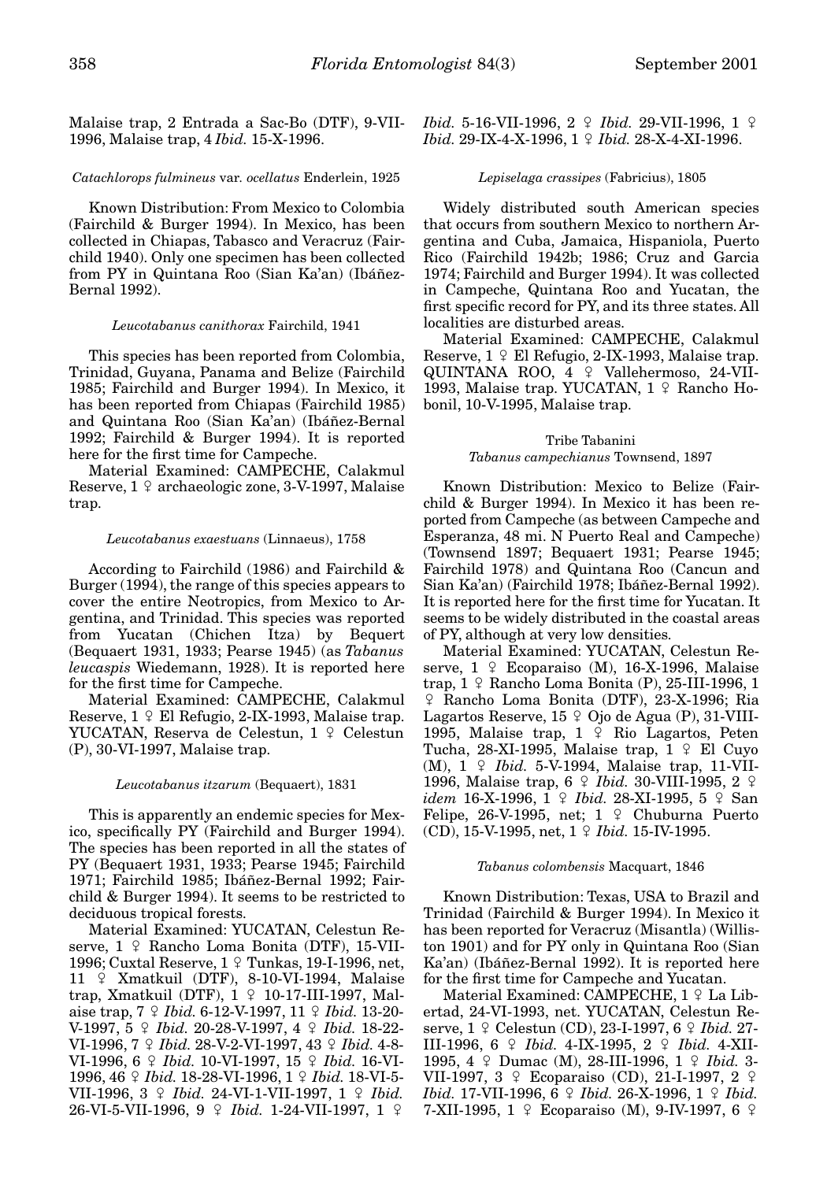Malaise trap, 2 Entrada a Sac-Bo (DTF), 9-VII-1996, Malaise trap, 4 *Ibid.* 15-X-1996.

### *Catachlorops fulmineus* var. *ocellatus* Enderlein, 1925

Known Distribution: From Mexico to Colombia (Fairchild & Burger 1994). In Mexico, has been collected in Chiapas, Tabasco and Veracruz (Fairchild 1940). Only one specimen has been collected from PY in Quintana Roo (Sian Ka'an) (Ibáñez-Bernal 1992).

### *Leucotabanus canithorax* Fairchild, 1941

This species has been reported from Colombia, Trinidad, Guyana, Panama and Belize (Fairchild 1985; Fairchild and Burger 1994). In Mexico, it has been reported from Chiapas (Fairchild 1985) and Quintana Roo (Sian Ka'an) (Ibáñez-Bernal 1992; Fairchild & Burger 1994). It is reported here for the first time for Campeche.

Material Examined: CAMPECHE, Calakmul Reserve, 1 ♀ archaeologic zone, 3-V-1997, Malaise trap.

### *Leucotabanus exaestuans* (Linnaeus), 1758

According to Fairchild (1986) and Fairchild & Burger (1994), the range of this species appears to cover the entire Neotropics, from Mexico to Argentina, and Trinidad. This species was reported from Yucatan (Chichen Itza) by Bequert (Bequaert 1931, 1933; Pearse 1945) (as *Tabanus leucaspis* Wiedemann, 1928). It is reported here for the first time for Campeche.

Material Examined: CAMPECHE, Calakmul Reserve, 1 ♀ El Refugio, 2-IX-1993, Malaise trap. YUCATAN, Reserva de Celestun, 1 ♀ Celestun (P), 30-VI-1997, Malaise trap.

### *Leucotabanus itzarum* (Bequaert), 1831

This is apparently an endemic species for Mexico, specifically PY (Fairchild and Burger 1994). The species has been reported in all the states of PY (Bequaert 1931, 1933; Pearse 1945; Fairchild 1971; Fairchild 1985; Ibáñez-Bernal 1992; Fairchild & Burger 1994). It seems to be restricted to deciduous tropical forests.

Material Examined: YUCATAN, Celestun Reserve, 1 ♀ Rancho Loma Bonita (DTF), 15-VII-1996; Cuxtal Reserve, 1 ♀ Tunkas, 19-I-1996, net, 11 ♀ Xmatkuil (DTF), 8-10-VI-1994, Malaise trap, Xmatkuil (DTF), 1 ♀ 10-17-III-1997, Malaise trap, 7 ♀ *Ibid.* 6-12-V-1997, 11 ♀ *Ibid.* 13-20-V-1997, 5 ♀ *Ibid.* 20-28-V-1997, 4 ♀ *Ibid.* 18-22-VI-1996, 7 ♀ *Ibid.* 28-V-2-VI-1997, 43 ♀ *Ibid.* 4-8-VI-1996, 6 ♀ *Ibid.* 10-VI-1997, 15 ♀ *Ibid.* 16-VI-1996, 46 ♀ *Ibid.* 18-28-VI-1996, 1 ♀ *Ibid.* 18-VI-5-VII-1996, 3 ♀ *Ibid.* 24-VI-1-VII-1997, 1 ♀ *Ibid.* 26-VI-5-VII-1996, 9 ♀ *Ibid.* 1-24-VII-1997, 1 ♀ *Ibid.* 5-16-VII-1996, 2 ♀ *Ibid.* 29-VII-1996, 1 ♀ *Ibid.* 29-IX-4-X-1996, 1 ♀ *Ibid.* 28-X-4-XI-1996.

### *Lepiselaga crassipes* (Fabricius), 1805

Widely distributed south American species that occurs from southern Mexico to northern Argentina and Cuba, Jamaica, Hispaniola, Puerto Rico (Fairchild 1942b; 1986; Cruz and Garcia 1974; Fairchild and Burger 1994). It was collected in Campeche, Quintana Roo and Yucatan, the first specific record for PY, and its three states. All localities are disturbed areas.

Material Examined: CAMPECHE, Calakmul Reserve, 1 ♀ El Refugio, 2-IX-1993, Malaise trap. QUINTANA ROO, 4 ♀ Vallehermoso, 24-VII-1993, Malaise trap. YUCATAN, 1 ♀ Rancho Hobonil, 10-V-1995, Malaise trap.

## Tribe Tabanini

### *Tabanus campechianus* Townsend, 1897

Known Distribution: Mexico to Belize (Fairchild & Burger 1994). In Mexico it has been reported from Campeche (as between Campeche and Esperanza, 48 mi. N Puerto Real and Campeche) (Townsend 1897; Bequaert 1931; Pearse 1945; Fairchild 1978) and Quintana Roo (Cancun and Sian Ka'an) (Fairchild 1978; Ibáñez-Bernal 1992). It is reported here for the first time for Yucatan. It seems to be widely distributed in the coastal areas of PY, although at very low densities.

Material Examined: YUCATAN, Celestun Reserve, 1 ♀ Ecoparaiso (M), 16-X-1996, Malaise trap, 1 ♀ Rancho Loma Bonita (P), 25-III-1996, 1 ♀ Rancho Loma Bonita (DTF), 23-X-1996; Ria Lagartos Reserve, 15 ♀ Ojo de Agua (P), 31-VIII-1995, Malaise trap, 1 ♀ Rio Lagartos, Peten Tucha, 28-XI-1995, Malaise trap, 1 ♀ El Cuyo (M), 1 ♀ *Ibid.* 5-V-1994, Malaise trap, 11-VII-1996, Malaise trap, 6 ♀ *Ibid.* 30-VIII-1995, 2 ♀ *idem* 16-X-1996, 1 ♀ *Ibid.* 28-XI-1995, 5 ♀ San Felipe, 26-V-1995, net; 1 ♀ Chuburna Puerto (CD), 15-V-1995, net, 1 ♀ *Ibid.* 15-IV-1995.

### *Tabanus colombensis* Macquart, 1846

Known Distribution: Texas, USA to Brazil and Trinidad (Fairchild & Burger 1994). In Mexico it has been reported for Veracruz (Misantla) (Williston 1901) and for PY only in Quintana Roo (Sian Ka'an) (Ibáñez-Bernal 1992). It is reported here for the first time for Campeche and Yucatan.

Material Examined: CAMPECHE, 1 ♀ La Libertad, 24-VI-1993, net. YUCATAN, Celestun Reserve, 1 ♀ Celestun (CD), 23-I-1997, 6 ♀ *Ibid.* 27-III-1996, 6 ♀ *Ibid.* 4-IX-1995, 2 ♀ *Ibid.* 4-XII-1995, 4 ♀ Dumac (M), 28-III-1996, 1 ♀ *Ibid.* 3-VII-1997, 3 ♀ Ecoparaiso (CD), 21-I-1997, 2 ♀ *Ibid.* 17-VII-1996, 6 ♀ *Ibid.* 26-X-1996, 1 ♀ *Ibid.* 7-XII-1995, 1 ♀ Ecoparaiso (M), 9-IV-1997, 6 ♀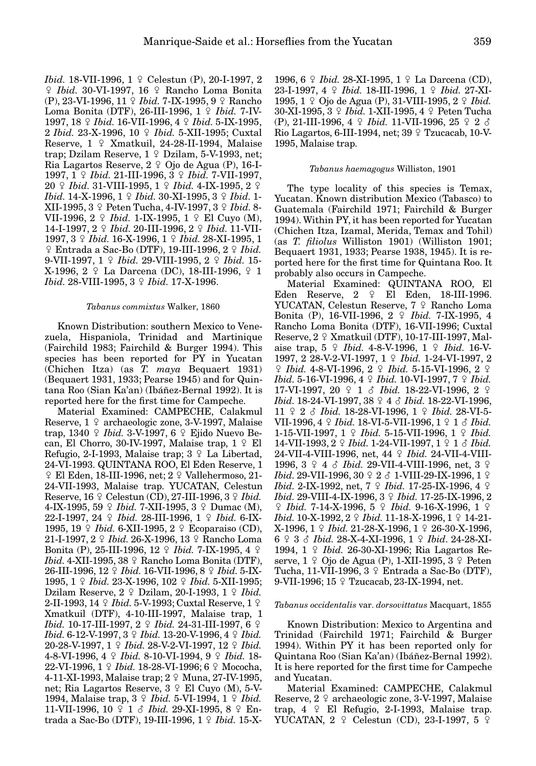*Ibid.* 18-VII-1996, 1 ♀ Celestun (P), 20-I-1997, 2 ♀ *Ibid.* 30-VI-1997, 16 ♀ Rancho Loma Bonita (P), 23-VI-1996, 11 ♀ *Ibid.* 7-IX-1995, 9 ♀ Rancho Loma Bonita (DTF), 26-III-1996, 1 ♀ *Ibid.* 7-IV-1997, 18 ♀ *Ibid.* 16-VII-1996, 4 ♀ *Ibid.* 5-IX-1995, 2 *Ibid.* 23-X-1996, 10 ♀ *Ibid.* 5-XII-1995; Cuxtal Reserve, 1 ♀ Xmatkuil, 24-28-II-1994, Malaise trap; Dzilam Reserve, 1 ♀ Dzilam, 5-V-1993, net; Ria Lagartos Reserve, 2 ♀ Ojo de Agua (P), 16-I-1997, 1 ♀ *Ibid.* 21-III-1996, 3 ♀ *Ibid.* 7-VII-1997, 20 ♀ *Ibid.* 31-VIII-1995, 1 ♀ *Ibid.* 4-IX-1995, 2 ♀ *Ibid.* 14-X-1996, 1 ♀ *Ibid.* 30-XI-1995, 3 ♀ *Ibid.* 1-XII-1995, 3 ♀ Peten Tucha, 4-IV-1997, 3 ♀ *Ibid.* 8-VII-1996, 2 ♀ *Ibid.* 1-IX-1995, 1 ♀ El Cuyo (M), 14-I-1997, 2 ♀ *Ibid.* 20-III-1996, 2 ♀ *Ibid.* 11-VII-1997, 3 ♀ *Ibid.* 16-X-1996, 1 ♀ *Ibid.* 28-XI-1995, 1 ♀ Entrada a Sac-Bo (DTF), 19-III-1996, 2 ♀ *Ibid.* 9-VII-1997, 1 ♀ *Ibid.* 29-VIII-1995, 2 ♀ *Ibid.* 15-X-1996, 2 ♀ La Darcena (DC), 18-III-1996, ♀ 1 *Ibid.* 28-VIII-1995, 3 ♀ *Ibid.* 17-X-1996.

#### *Tabanus commixtus* Walker, 1860

Known Distribution: southern Mexico to Venezuela, Hispaniola, Trinidad and Martinique (Fairchild 1983; Fairchild & Burger 1994). This species has been reported for PY in Yucatan (Chichen Itza) (as *T. maya* Bequaert 1931) (Bequaert 1931, 1933; Pearse 1945) and for Quintana Roo (Sian Ka'an) (Ibáñez-Bernal 1992). It is reported here for the first time for Campeche.

Material Examined: CAMPECHE, Calakmul Reserve, 1 ♀ archaeologic zone, 3-V-1997, Malaise trap, 1340 ♀ *Ibid.* 3-V-1997, 6 ♀ Ejido Nuevo Becan, El Chorro, 30-IV-1997, Malaise trap, 1 ♀ El Refugio, 2-I-1993, Malaise trap; 3 ♀ La Libertad, 24-VI-1993. QUINTANA ROO, El Eden Reserve, 1 ♀ El Eden, 18-III-1996, net; 2 ♀ Vallehermoso, 21-24-VI-1993, Malaise trap. YUCATAN, Celestun Reserve, 16 ♀ Celestun (CD), 27-III-1996, 3 ♀ *Ibid.* 4-IX-1995, 59 ♀ *Ibid.* 7-XII-1995, 3 ♀ Dumac (M), 22-I-1997, 24 ♀ *Ibid.* 28-III-1996, 1 ♀ *Ibid.* 6-IX-1995, 19 ♀ *Ibid.* 6-XII-1995, 2 ♀ Ecoparaiso (CD), 21-I-1997, 2 ♀ *Ibid.* 26-X-1996, 13 ♀ Rancho Loma Bonita (P), 25-III-1996, 12 ♀ *Ibid.* 7-IX-1995, 4 ♀ *Ibid.* 4-XII-1995, 38 ♀ Rancho Loma Bonita (DTF), 26-III-1996, 12 ♀ *Ibid.* 16-VII-1996, 8 ♀ *Ibid.* 5-IX-1995, 1 ♀ *Ibid.* 23-X-1996, 102 ♀ *Ibid.* 5-XII-1995; Dzilam Reserve, 2 ♀ Dzilam, 20-I-1993, 1 ♀ *Ibid.* 2-II-1993, 14 ♀ *Ibid.* 5-V-1993; Cuxtal Reserve, 1 ♀ Xmatkuil (DTF), 4-10-III-1997, Malaise trap, 1 *Ibid.* 10-17-III-1997, 2 ♀ *Ibid.* 24-31-III-1997, 6 ♀ *Ibid.* 6-12-V-1997, 3 ♀ *Ibid.* 13-20-V-1996, 4 ♀ *Ibid.* 20-28-V-1997, 1 ♀ *Ibid.* 28-V-2-VI-1997, 12 ♀ *Ibid.* 4-8-VI-1996, 4 ♀ *Ibid.* 8-10-VI-1994, 9 ♀ *Ibid.* 18-22-VI-1996, 1 ♀ *Ibid.* 18-28-VI-1996; 6 ♀ Mococha, 4-11-XI-1993, Malaise trap; 2 ♀ Muna, 27-IV-1995, net; Ria Lagartos Reserve, 3 ♀ El Cuyo (M), 5-V-1994, Malaise trap, 3 ♀ *Ibid.* 5-VI-1994, 1 ♀ *Ibid.* 11-VII-1996, 10 ♀ 1 ♂ *Ibid.* 29-XI-1995, 8 ♀ Entrada a Sac-Bo (DTF), 19-III-1996, 1 ♀ *Ibid.* 15-X-1996, 6 ♀ *Ibid.* 28-XI-1995, 1 ♀ La Darcena (CD), 23-I-1997, 4 ♀ *Ibid.* 18-III-1996, 1 ♀ *Ibid.* 27-XI-1995, 1 ♀ Ojo de Agua (P), 31-VIII-1995, 2 ♀ *Ibid.* 30-XI-1995, 3 ♀ *Ibid.* 1-XII-1995, 4 ♀ Peten Tucha (P), 21-III-1996, 4 ♀ *Ibid.* 11-VII-1996, 25 ♀ 2 ♂ Rio Lagartos, 6-III-1994, net; 39 ♀ Tzucacab, 10-V-1995, Malaise trap.

#### *Tabanus haemagogus* Williston, 1901

The type locality of this species is Temax, Yucatan. Known distribution Mexico (Tabasco) to Guatemala (Fairchild 1971; Fairchild & Burger 1994). Within PY, it has been reported for Yucatan (Chichen Itza, Izamal, Merida, Temax and Tohil) (as *T. filiolus* Williston 1901) (Williston 1901; Bequaert 1931, 1933; Pearse 1938, 1945). It is reported here for the first time for Quintana Roo. It probably also occurs in Campeche.

Material Examined: QUINTANA ROO, El Eden Reserve, 2 ♀ El Eden, 18-III-1996. YUCATAN, Celestun Reserve, 7 ♀ Rancho Loma Bonita (P), 16-VII-1996, 2 ♀ *Ibid.* 7-IX-1995, 4 Rancho Loma Bonita (DTF), 16-VII-1996; Cuxtal Reserve, 2 ♀ Xmatkuil (DTF), 10-17-III-1997, Malaise trap, 5 ♀ *Ibid.* 4-8-V-1996, 1 ♀ *Ibid.* 16-V-1997, 2 28-V-2-VI-1997, 1 ♀ *Ibid.* 1-24-VI-1997, 2 ♀ *Ibid.* 4-8-VI-1996, 2 ♀ *Ibid.* 5-15-VI-1996, 2 ♀ *Ibid.* 5-16-VI-1996, 4 ♀ *Ibid.* 10-VI-1997, 7 ♀ *Ibid.* 17-VI-1997, 20 ♀ 1 ♂ *Ibid.* 18-22-VI-1996, 2 ♀ *Ibid.* 18-24-VI-1997, 38 ♀ 4 ♂ *Ibid.* 18-22-VI-1996, 11 ♀ 2 ♂ *Ibid.* 18-28-VI-1996, 1 ♀ *Ibid.* 28-VI-5-VII-1996, 4 ♀ *Ibid.* 18-VI-5-VII-1996, 1 ♀ 1 ♂ *Ibid.* 1-15-VII-1997, 1 ♀ *Ibid.* 5-15-VII-1996, 1 ♀ *Ibid.* 14-VII-1993, 2 ♀ *Ibid.* 1-24-VII-1997, 1 ♀ 1 ♂ *Ibid.* 24-VII-4-VIII-1996, net, 44 ♀ *Ibid.* 24-VII-4-VIII-1996, 3 ♀ 4 ♂ *Ibid.* 29-VII-4-VIII-1996, net, 3 ♀ *Ibid.* 29-VII-1996, 30 ♀ 2 ♂ 1-VIII-29-IX-1996, 1 ♀ *Ibid.* 2-IX-1992, net, 7 ♀ *Ibid.* 17-25-IX-1996, 4 ♀ *Ibid.* 29-VIII-4-IX-1996, 3 ♀ *Ibid.* 17-25-IX-1996, 2 ♀ *Ibid.* 7-14-X-1996, 5 ♀ *Ibid.* 9-16-X-1996, 1 ♀ *Ibid.* 10-X-1992, 2 ♀ *Ibid.* 11-18-X-1996, 1 ♀ 14-21-X-1996, 1 ♀ *Ibid.* 21-28-X-1996, 1 ♀ 26-30-X-1996, 6 ♀ 3 ♂ *Ibid.* 28-X-4-XI-1996, 1 ♀ *Ibid*. 24-28-XI-1994, 1 ♀ *Ibid.* 26-30-XI-1996; Ria Lagartos Reserve, 1 ♀ Ojo de Agua (P), 1-XII-1995, 3 ♀ Peten Tucha, 11-VII-1996, 3 ♀ Entrada a Sac-Bo (DTF), 9-VII-1996; 15 ♀ Tzucacab, 23-IX-1994, net.

#### *Tabanus occidentalis* var. *dorsovittatus* Macquart, 1855

Known Distribution: Mexico to Argentina and Trinidad (Fairchild 1971; Fairchild & Burger 1994). Within PY it has been reported only for Quintana Roo (Sian Ka'an) (Ibáñez-Bernal 1992). It is here reported for the first time for Campeche and Yucatan.

Material Examined: CAMPECHE, Calakmul Reserve, 2 ♀ archaeologic zone, 3-V-1997, Malaise trap, 4 ♀ El Refugio, 2-I-1993, Malaise trap. YUCATAN, 2 ♀ Celestun (CD), 23-I-1997, 5 ♀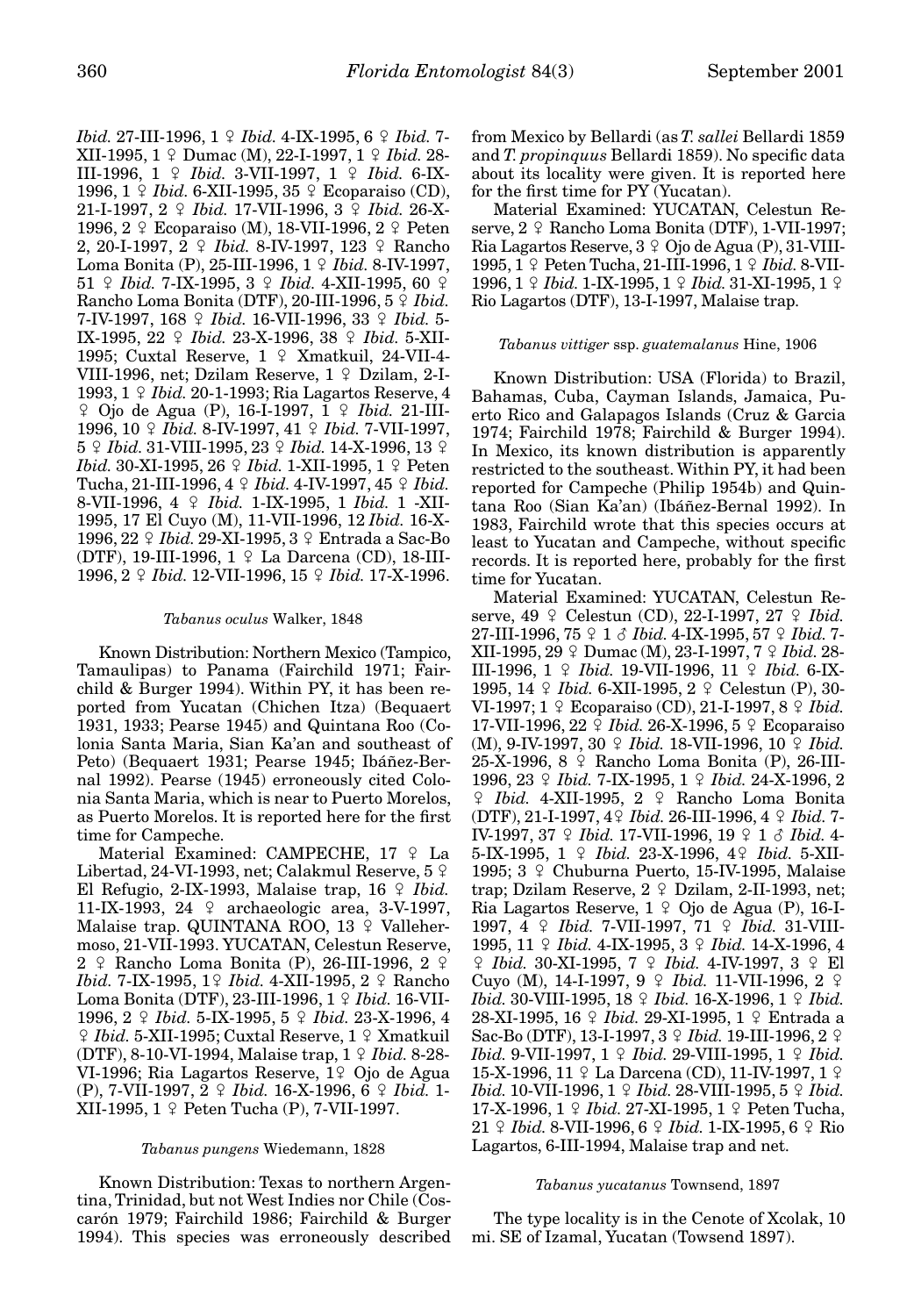*Ibid.* 27-III-1996, 1 ♀ *Ibid.* 4-IX-1995, 6 ♀ *Ibid.* 7-XII-1995, 1 ♀ Dumac (M), 22-I-1997, 1 ♀ *Ibid.* 28-III-1996, 1 ♀ *Ibid.* 3-VII-1997, 1 ♀ *Ibid.* 6-IX-1996, 1 ♀ *Ibid.* 6-XII-1995, 35 ♀ Ecoparaiso (CD), 21-I-1997, 2 ♀ *Ibid.* 17-VII-1996, 3 ♀ *Ibid.* 26-X-1996, 2 ♀ Ecoparaiso (M), 18-VII-1996, 2 ♀ Peten 2, 20-I-1997, 2 ♀ *Ibid.* 8-IV-1997, 123 ♀ Rancho Loma Bonita (P), 25-III-1996, 1 ♀ *Ibid.* 8-IV-1997, 51 ♀ *Ibid.* 7-IX-1995, 3 ♀ *Ibid.* 4-XII-1995, 60 ♀ Rancho Loma Bonita (DTF), 20-III-1996, 5 ♀ *Ibid.* 7-IV-1997, 168 ♀ *Ibid.* 16-VII-1996, 33 ♀ *Ibid.* 5-IX-1995, 22 ♀ *Ibid.* 23-X-1996, 38 ♀ *Ibid.* 5-XII-1995; Cuxtal Reserve, 1 ♀ Xmatkuil, 24-VII-4-VIII-1996, net; Dzilam Reserve, 1 ♀ Dzilam, 2-I-1993, 1 ♀ *Ibid.* 20-1-1993; Ria Lagartos Reserve, 4 ♀ Ojo de Agua (P), 16-I-1997, 1 ♀ *Ibid.* 21-III-1996, 10 ♀ *Ibid.* 8-IV-1997, 41 ♀ *Ibid.* 7-VII-1997, 5 ♀ *Ibid.* 31-VIII-1995, 23 ♀ *Ibid.* 14-X-1996, 13 ♀ *Ibid.* 30-XI-1995, 26 ♀ *Ibid.* 1-XII-1995, 1 ♀ Peten Tucha, 21-III-1996, 4 ♀ *Ibid.* 4-IV-1997, 45 ♀ *Ibid.* 8-VII-1996, 4 ♀ *Ibid.* 1-IX-1995, 1 *Ibid.* 1 -XII-1995, 17 El Cuyo (M), 11-VII-1996, 12 *Ibid.* 16-X-1996, 22 ♀ *Ibid.* 29-XI-1995, 3 ♀ Entrada a Sac-Bo (DTF), 19-III-1996, 1 ♀ La Darcena (CD), 18-III-1996, 2 ♀ *Ibid.* 12-VII-1996, 15 ♀ *Ibid.* 17-X-1996.

### *Tabanus oculus* Walker, 1848

Known Distribution: Northern Mexico (Tampico, Tamaulipas) to Panama (Fairchild 1971; Fairchild & Burger 1994). Within PY, it has been reported from Yucatan (Chichen Itza) (Bequaert 1931, 1933; Pearse 1945) and Quintana Roo (Colonia Santa Maria, Sian Ka'an and southeast of Peto) (Bequaert 1931; Pearse 1945; Ibáñez-Bernal 1992). Pearse (1945) erroneously cited Colonia Santa Maria, which is near to Puerto Morelos, as Puerto Morelos. It is reported here for the first time for Campeche.

Material Examined: CAMPECHE, 17 ♀ La Libertad, 24-VI-1993, net; Calakmul Reserve, 5 ♀ El Refugio, 2-IX-1993, Malaise trap, 16 ♀ *Ibid.* 11-IX-1993, 24 ♀ archaeologic area, 3-V-1997, Malaise trap. QUINTANA ROO, 13 ♀ Vallehermoso, 21-VII-1993. YUCATAN, Celestun Reserve, 2 ♀ Rancho Loma Bonita (P), 26-III-1996, 2 ♀ *Ibid.* 7-IX-1995, 1♀ *Ibid.* 4-XII-1995, 2 ♀ Rancho Loma Bonita (DTF), 23-III-1996, 1 ♀ *Ibid.* 16-VII-1996, 2 ♀ *Ibid.* 5-IX-1995, 5 ♀ *Ibid.* 23-X-1996, 4 ♀ *Ibid.* 5-XII-1995; Cuxtal Reserve, 1 ♀ Xmatkuil (DTF), 8-10-VI-1994, Malaise trap, 1 ♀ *Ibid.* 8-28-VI-1996; Ria Lagartos Reserve, 1♀ Ojo de Agua (P), 7-VII-1997, 2 ♀ *Ibid.* 16-X-1996, 6 ♀ *Ibid.* 1-XII-1995, 1 ♀ Peten Tucha (P), 7-VII-1997.

### *Tabanus pungens* Wiedemann, 1828

Known Distribution: Texas to northern Argentina, Trinidad, but not West Indies nor Chile (Coscarón 1979; Fairchild 1986; Fairchild & Burger 1994). This species was erroneously described from Mexico by Bellardi (as *T. sallei* Bellardi 1859 and *T. propinquus* Bellardi 1859). No specific data about its locality were given. It is reported here for the first time for PY (Yucatan).

Material Examined: YUCATAN, Celestun Reserve, 2 ♀ Rancho Loma Bonita (DTF), 1-VII-1997; Ria Lagartos Reserve, 3 ♀ Ojo de Agua (P), 31-VIII-1995, 1 ♀ Peten Tucha, 21-III-1996, 1 ♀ *Ibid.* 8-VII-1996, 1 ♀ *Ibid.* 1-IX-1995, 1 ♀ *Ibid.* 31-XI-1995, 1 ♀ Rio Lagartos (DTF), 13-I-1997, Malaise trap.

### *Tabanus vittiger* ssp. *guatemalanus* Hine, 1906

Known Distribution: USA (Florida) to Brazil, Bahamas, Cuba, Cayman Islands, Jamaica, Puerto Rico and Galapagos Islands (Cruz & Garcia 1974; Fairchild 1978; Fairchild & Burger 1994). In Mexico, its known distribution is apparently restricted to the southeast. Within PY, it had been reported for Campeche (Philip 1954b) and Quintana Roo (Sian Ka'an) (Ibáñez-Bernal 1992). In 1983, Fairchild wrote that this species occurs at least to Yucatan and Campeche, without specific records. It is reported here, probably for the first time for Yucatan.

Material Examined: YUCATAN, Celestun Reserve, 49 ♀ Celestun (CD), 22-I-1997, 27 ♀ *Ibid.* 27-III-1996, 75 ♀ 1 ♂ *Ibid.* 4-IX-1995, 57 ♀ *Ibid.* 7-XII-1995, 29 ♀ Dumac (M), 23-I-1997, 7 ♀ *Ibid.* 28-III-1996, 1 ♀ *Ibid.* 19-VII-1996, 11 ♀ *Ibid.* 6-IX-1995, 14 ♀ *Ibid.* 6-XII-1995, 2 ♀ Celestun (P), 30-VI-1997; 1 ♀ Ecoparaiso (CD), 21-I-1997, 8 ♀ *Ibid.* 17-VII-1996, 22 ♀ *Ibid.* 26-X-1996, 5 ♀ Ecoparaiso (M), 9-IV-1997, 30 ♀ *Ibid.* 18-VII-1996, 10 ♀ *Ibid.* 25-X-1996, 8 ♀ Rancho Loma Bonita (P), 26-III-1996, 23 ♀ *Ibid.* 7-IX-1995, 1 ♀ *Ibid.* 24-X-1996, 2 ♀ *Ibid.* 4-XII-1995, 2 ♀ Rancho Loma Bonita (DTF), 21-I-1997, 4♀ *Ibid.* 26-III-1996, 4 ♀ *Ibid.* 7-IV-1997, 37 ♀ *Ibid.* 17-VII-1996, 19 ♀ 1 ♂ *Ibid.* 4-5-IX-1995, 1 ♀ *Ibid.* 23-X-1996, 4♀ *Ibid.* 5-XII-1995; 3 ♀ Chuburna Puerto, 15-IV-1995, Malaise trap; Dzilam Reserve, 2 ♀ Dzilam, 2-II-1993, net; Ria Lagartos Reserve, 1 ♀ Ojo de Agua (P), 16-I-1997, 4 ♀ *Ibid.* 7-VII-1997, 71 ♀ *Ibid.* 31-VIII-1995, 11 ♀ *Ibid.* 4-IX-1995, 3 ♀ *Ibid.* 14-X-1996, 4 ♀ *Ibid.* 30-XI-1995, 7 ♀ *Ibid.* 4-IV-1997, 3 ♀ El Cuyo (M), 14-I-1997, 9 ♀ *Ibid.* 11-VII-1996, 2 ♀ *Ibid.* 30-VIII-1995, 18 ♀ *Ibid.* 16-X-1996, 1 ♀ *Ibid.* 28-XI-1995, 16 ♀ *Ibid.* 29-XI-1995, 1 ♀ Entrada a Sac-Bo (DTF), 13-I-1997, 3 ♀ *Ibid.* 19-III-1996, 2 ♀ *Ibid.* 9-VII-1997, 1 ♀ *Ibid.* 29-VIII-1995, 1 ♀ *Ibid.* 15-X-1996, 11 ♀ La Darcena (CD), 11-IV-1997, 1 ♀ *Ibid.* 10-VII-1996, 1 ♀ *Ibid.* 28-VIII-1995, 5 ♀ *Ibid.* 17-X-1996, 1 ♀ *Ibid.* 27-XI-1995, 1 ♀ Peten Tucha, 21 ♀ *Ibid.* 8-VII-1996, 6 ♀ *Ibid.* 1-IX-1995, 6 ♀ Rio Lagartos, 6-III-1994, Malaise trap and net.

### *Tabanus yucatanus* Townsend, 1897

The type locality is in the Cenote of Xcolak, 10 mi. SE of Izamal, Yucatan (Towsend 1897).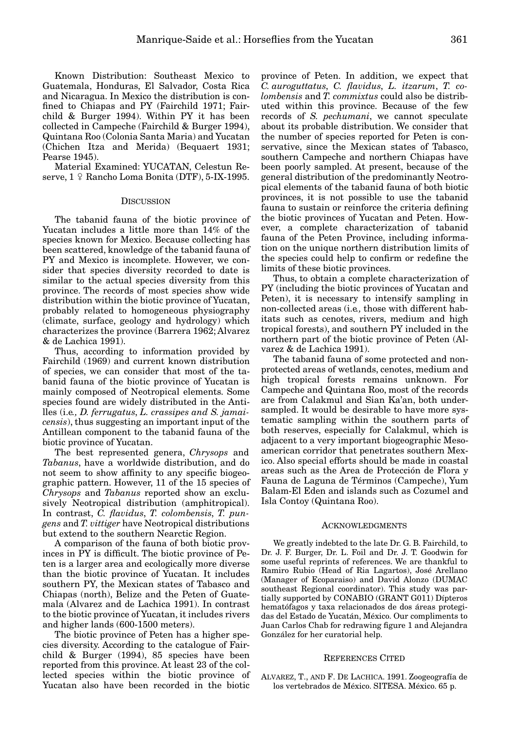Known Distribution: Southeast Mexico to Guatemala, Honduras, El Salvador, Costa Rica and Nicaragua. In Mexico the distribution is confined to Chiapas and PY (Fairchild 1971; Fairchild & Burger 1994). Within PY it has been collected in Campeche (Fairchild & Burger 1994), Quintana Roo (Colonia Santa Maria) and Yucatan (Chichen Itza and Merida) (Bequaert 1931; Pearse 1945).

Material Examined: YUCATAN, Celestun Reserve, 1 ♀ Rancho Loma Bonita (DTF), 5-IX-1995.

## Discussion

The tabanid fauna of the biotic province of Yucatan includes a little more than 14% of the species known for Mexico. Because collecting has been scattered, knowledge of the tabanid fauna of PY and Mexico is incomplete. However, we consider that species diversity recorded to date is similar to the actual species diversity from this province. The records of most species show wide distribution within the biotic province of Yucatan, probably related to homogeneous physiography (climate, surface, geology and hydrology) which characterizes the province (Barrera 1962; Alvarez & de Lachica 1991).

Thus, according to information provided by Fairchild (1969) and current known distribution of species, we can consider that most of the tabanid fauna of the biotic province of Yucatan is mainly composed of Neotropical elements. Some species found are widely distributed in the Antilles (i.e., *D. ferrugatus*, *L. crassipes and S. jamaicensis*), thus suggesting an important input of the Antillean component to the tabanid fauna of the biotic province of Yucatan.

The best represented genera, *Chrysops* and *Tabanus*, have a worldwide distribution, and do not seem to show affinity to any specific biogeographic pattern. However, 11 of the 15 species of *Chrysops* and *Tabanus* reported show an exclusively Neotropical distribution (amphitropical). In contrast, *C. flavidus*, *T. colombensis*, *T. pungens* and *T. vittiger* have Neotropical distributions but extend to the southern Nearctic Region.

A comparison of the fauna of both biotic provinces in PY is difficult. The biotic province of Peten is a larger area and ecologically more diverse than the biotic province of Yucatan. It includes southern PY, the Mexican states of Tabasco and Chiapas (north), Belize and the Peten of Guatemala (Alvarez and de Lachica 1991). In contrast to the biotic province of Yucatan, it includes rivers and higher lands (600-1500 meters).

The biotic province of Peten has a higher species diversity. According to the catalogue of Fairchild & Burger (1994), 85 species have been reported from this province. At least 23 of the collected species within the biotic province of Yucatan also have been recorded in the biotic province of Peten. In addition, we expect that *C. auroguttatus*, *C. flavidus*, *L. itzarum*, *T. colombensis* and *T. commixtus* could also be distributed within this province. Because of the few records of *S. pechumani*, we cannot speculate about its probable distribution. We consider that the number of species reported for Peten is conservative, since the Mexican states of Tabasco, southern Campeche and northern Chiapas have been poorly sampled. At present, because of the general distribution of the predominantly Neotropical elements of the tabanid fauna of both biotic provinces, it is not possible to use the tabanid fauna to sustain or reinforce the criteria defining the biotic provinces of Yucatan and Peten. However, a complete characterization of tabanid fauna of the Peten Province, including information on the unique northern distribution limits of the species could help to confirm or redefine the limits of these biotic provinces.

Thus, to obtain a complete characterization of PY (including the biotic provinces of Yucatan and Peten), it is necessary to intensify sampling in non-collected areas (i.e., those with different habitats such as cenotes, rivers, medium and high tropical forests), and southern PY included in the northern part of the biotic province of Peten (Alvarez & de Lachica 1991).

The tabanid fauna of some protected and non-protected areas of wetlands, cenotes, medium and high tropical forests remains unknown. For Campeche and Quintana Roo, most of the records are from Calakmul and Sian Ka'an, both undersampled. It would be desirable to have more systematic sampling within the southern parts of both reserves, especially for Calakmul, which is adjacent to a very important biogeographic Mesoamerican corridor that penetrates southern Mexico. Also special efforts should be made in coastal areas such as the Area de Protección de Flora y Fauna de Laguna de Términos (Campeche), Yum Balam-El Eden and islands such as Cozumel and Isla Contoy (Quintana Roo).

## Acknowledgments

We greatly indebted to the late Dr. G. B. Fairchild, to Dr. J. F. Burger, Dr. L. Foil and Dr. J. T. Goodwin for some useful reprints of references. We are thankful to Ramiro Rubio (Head of Ria Lagartos), José Arellano (Manager of Ecoparaiso) and David Alonzo (DUMAC southeast Regional coordinator). This study was partially supported by CONABIO (GRANT G011) Dípteros hematófagos y taxa relacionados de dos áreas protegidas del Estado de Yucatán, México. Our compliments to Juan Carlos Chab for redrawing figure 1 and Alejandra González for her curatorial help.

## References Cited

Alvarez, T., and F. De Lachica. 1991. Zoogeografía de los vertebrados de México. SITESA. México. 65 p.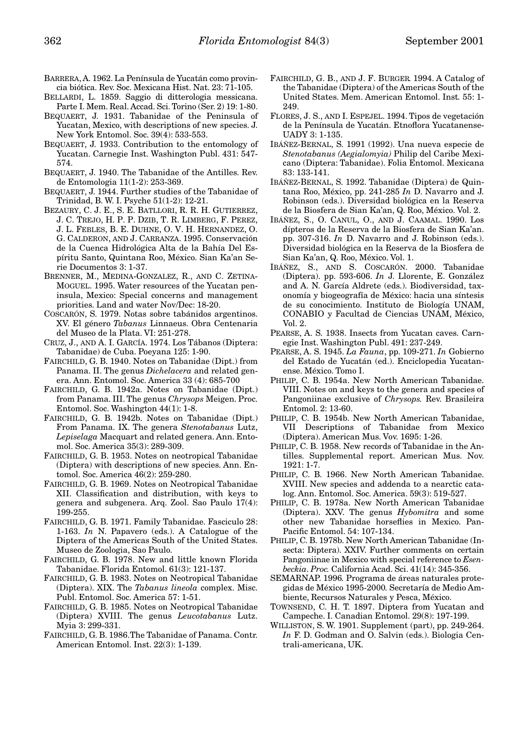BARRERA, A. 1962. La Península de Yucatán como provincia biótica. Rev. Soc. Mexicana Hist. Nat. 23: 71-105.

BELLARDI, L. 1859. Saggio di ditterologia messicana. Parte I. Mem. Real. Accad. Sci. Torino (Ser. 2) 19: 1-80.

BEQUAERT, J. 1931. Tabanidae of the Peninsula of Yucatan, Mexico, with descriptions of new species. J. New York Entomol. Soc. 39(4): 533-553.

BEQUAERT, J. 1933. Contribution to the entomology of Yucatan. Carnegie Inst. Washington Publ. 431: 547-574.

BEQUAERT, J. 1940. The Tabanidae of the Antilles. Rev. de Entomologia 11(1-2): 253-369.

BEQUAERT, J. 1944. Further studies of the Tabanidae of Trinidad, B. W. I. Psyche 51(1-2): 12-21.

BEZAURY, C. J. E., S. E. BATLLORI, R. R. H. GUTIERREZ, J. C. TREJO, H. P. P. DZIB, T. R. LIMBERG, F. PEREZ, J. L. FEBLES, B. E. DUHNE, O. V. H. HERNANDEZ, O. G. CALDERON, AND J. CARRANZA. 1995. Conservación de la Cuenca Hidrológica Alta de la Bahía Del Espíritu Santo, Quintana Roo, México. Sian Ka'an Serie Documentos 3: 1-37.

BRENNER, M., MEDINA-GONZALEZ, R., AND C. ZETINA-MOGUEL. 1995. Water resources of the Yucatan peninsula, Mexico: Special concerns and management priorities. Land and water Nov/Dec: 18-20.

COSCARÓN, S. 1979. Notas sobre tabánidos argentinos. XV. El género *Tabanus* Linnaeus. Obra Centenaria del Museo de la Plata. VI: 251-278.

CRUZ, J., AND A. I. GARCÍA. 1974. Los Tábanos (Diptera: Tabanidae) de Cuba. Poeyana 125: 1-90.

FAIRCHILD, G. B. 1940. Notes on Tabanidae (Dipt.) from Panama. II. The genus *Dichelacera* and related genera. Ann. Entomol. Soc. America 33 (4): 685-700

FAIRCHILD, G. B. 1942a. Notes on Tabanidae (Dipt.) from Panama. III. The genus *Chrysops* Meigen. Proc. Entomol. Soc. Washington 44(1): 1-8.

FAIRCHILD, G. B. 1942b. Notes on Tabanidae (Dipt.) From Panama. IX. The genera *Stenotabanus* Lutz, *Lepiselaga* Macquart and related genera. Ann. Entomol. Soc. America 35(3): 289-309.

FAIRCHILD, G. B. 1953. Notes on neotropical Tabanidae (Diptera) with descriptions of new species. Ann. Entomol. Soc. America 46(2): 259-280.

FAIRCHILD, G. B. 1969. Notes on Neotropical Tabanidae XII. Classification and distribution, with keys to genera and subgenera. Arq. Zool. Sao Paulo 17(4): 199-255.

FAIRCHILD, G. B. 1971. Family Tabanidae. Fasciculo 28: 1-163. *In* N. Papavero (eds.). A Catalogue of the Diptera of the Americas South of the United States. Museo de Zoologia, Sao Paulo.

FAIRCHILD, G. B. 1978. New and little known Florida Tabanidae. Florida Entomol. 61(3): 121-137.

FAIRCHILD, G. B. 1983. Notes on Neotropical Tabanidae (Diptera). XIX. The *Tabanus lineola* complex. Misc. Publ. Entomol. Soc. America 57: 1-51.

FAIRCHILD, G. B. 1985. Notes on Neotropical Tabanidae (Diptera) XVIII. The genus *Leucotabanus* Lutz. Myia 3: 299-331.

FAIRCHILD, G. B. 1986.The Tabanidae of Panama. Contr. American Entomol. Inst. 22(3): 1-139.

FAIRCHILD, G. B., AND J. F. BURGER. 1994. A Catalog of the Tabanidae (Diptera) of the Americas South of the United States. Mem. American Entomol. Inst. 55: 1-249.

FLORES, J. S., AND I. ESPEJEL. 1994. Tipos de vegetación de la Península de Yucatán. Etnoflora Yucatanense-UADY 3: 1-135.

IBÁÑEZ-BERNAL, S. 1991 (1992). Una nueva especie de *Stenotabanus (Aegialomyia)* Philip del Caribe Mexicano (Diptera: Tabanidae). Folia Entomol. Mexicana 83: 133-141.

IBÁÑEZ-BERNAL, S. 1992. Tabanidae (Diptera) de Quintana Roo, México, pp. 241-285 *In* D. Navarro and J. Robinson (eds.). Diversidad biológica en la Reserva de la Biosfera de Sian Ka'an, Q. Roo, México. Vol. 2.

IBÁÑEZ, S., O. CANUL, O., AND J. CAAMAL. 1990. Los dípteros de la Reserva de la Biosfera de Sian Ka'an. pp. 307-316. *In* D. Navarro and J. Robinson (eds.). Diversidad biológica en la Reserva de la Biosfera de Sian Ka'an, Q. Roo, México. Vol. 1.

IBÁÑEZ, S., AND S. COSCARÓN. 2000. Tabanidae (Diptera). pp. 593-606. *In* J. Llorente, E. González and A. N. García Aldrete (eds.). Biodiversidad, taxonomía y biogeografía de México: hacia una síntesis de su conocimiento. Instituto de Biología UNAM, CONABIO y Facultad de Ciencias UNAM, México, Vol. 2.

PEARSE, A. S. 1938. Insects from Yucatan caves. Carnegie Inst. Washington Publ. 491: 237-249.

PEARSE, A. S. 1945. *La Fauna*, pp. 109-271. *In* Gobierno del Estado de Yucatán (ed.). Enciclopedia Yucatanense. México. Tomo I.

PHILIP, C. B. 1954a. New North American Tabanidae. VIII. Notes on and keys to the genera and species of Pangoniinae exclusive of *Chrysops.* Rev. Brasileira Entomol. 2: 13-60.

PHILIP, C. B. 1954b. New North American Tabanidae, VII Descriptions of Tabanidae from Mexico (Diptera). American Mus. Vov. 1695: 1-26.

PHILIP, C. B. 1958. New records of Tabanidae in the Antilles. Supplemental report. American Mus. Nov. 1921: 1-7.

PHILIP, C. B. 1966. New North American Tabanidae. XVIII. New species and addenda to a nearctic catalog. Ann. Entomol. Soc. America. 59(3): 519-527.

PHILIP, C. B. 1978a. New North American Tabanidae (Diptera). XXV. The genus *Hybomitra* and some other new Tabanidae horseflies in Mexico. Pan-Pacific Entomol. 54: 107-134.

PHILIP, C. B. 1978b. New North American Tabanidae (Insecta: Diptera). XXIV. Further comments on certain Pangoniinae in Mexico with special reference to *Esenbeckia*. *Proc.* California Acad. Sci. 41(14): 345-356.

SEMARNAP. 1996*.* Programa de áreas naturales protegidas de México 1995-2000*.* Secretaría de Medio Ambiente, Recursos Naturales y Pesca, México.

TOWNSEND, C. H. T. 1897. Diptera from Yucatan and Campeche. I. Canadian Entomol. 29(8): 197-199.

WILLISTON, S. W. 1901. Supplement (part), pp. 249-264. *In* F. D. Godman and O. Salvin (eds.). Biologia Centrali-americana, UK.